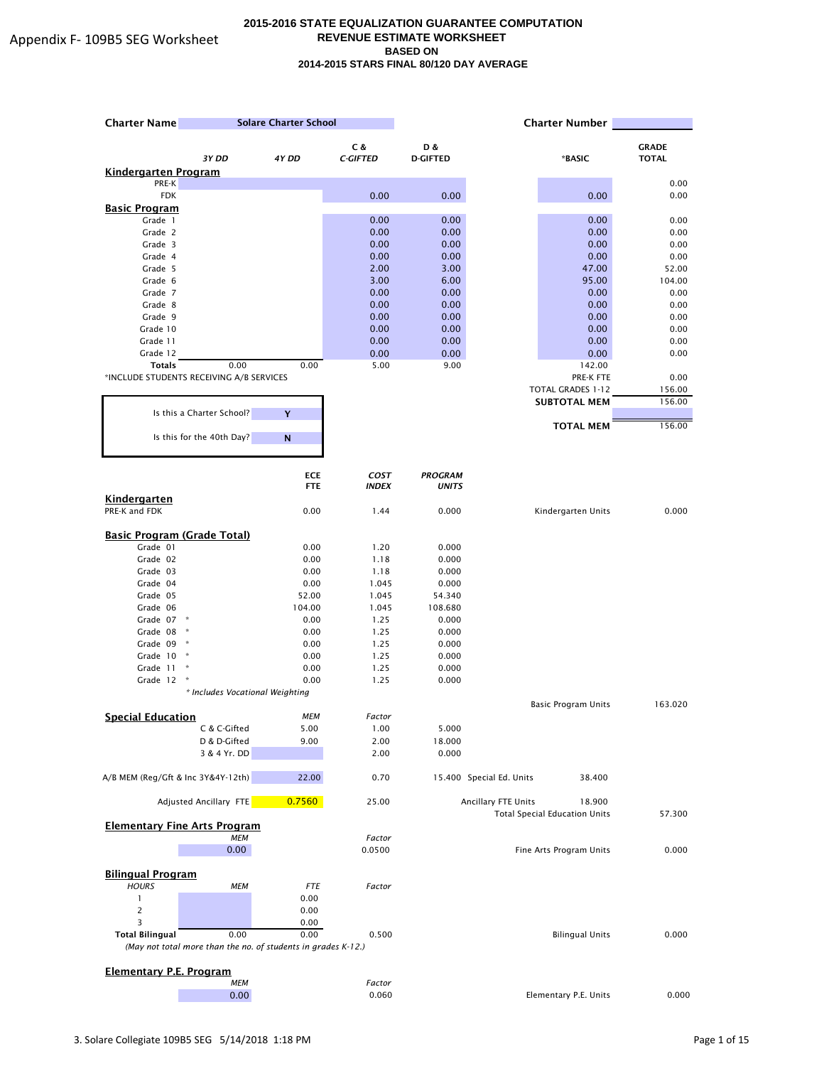Appendix F- 109B5 SEG Worksheet

# 2015-2016 STATE EQUALIZATION GUARANTEE COMPUTATION
## REVENUE ESTIMATE WORKSHEET
### BASED ON
### 2014-2015 STARS FINAL 80/120 DAY AVERAGE

**Charter Name** Solare Charter School **Charter Number**

| | 3Y DD | 4Y DD | C & C-GIFTED | D & D-GIFTED | *BASIC | GRADE TOTAL |
|---|---|---|---|---|---|---|
| **Kindergarten Program** | | | | | | |
| PRE-K | | | | | | 0.00 |
| FDK | | | 0.00 | 0.00 | 0.00 | 0.00 |
| **Basic Program** | | | | | | |
| Grade 1 | | | 0.00 | 0.00 | 0.00 | 0.00 |
| Grade 2 | | | 0.00 | 0.00 | 0.00 | 0.00 |
| Grade 3 | | | 0.00 | 0.00 | 0.00 | 0.00 |
| Grade 4 | | | 0.00 | 0.00 | 0.00 | 0.00 |
| Grade 5 | | | 2.00 | 3.00 | 47.00 | 52.00 |
| Grade 6 | | | 3.00 | 6.00 | 95.00 | 104.00 |
| Grade 7 | | | 0.00 | 0.00 | 0.00 | 0.00 |
| Grade 8 | | | 0.00 | 0.00 | 0.00 | 0.00 |
| Grade 9 | | | 0.00 | 0.00 | 0.00 | 0.00 |
| Grade 10 | | | 0.00 | 0.00 | 0.00 | 0.00 |
| Grade 11 | | | 0.00 | 0.00 | 0.00 | 0.00 |
| Grade 12 | | | 0.00 | 0.00 | 0.00 | 0.00 |
| **Totals** | 0.00 | 0.00 | 5.00 | 9.00 | 142.00 | |

*INCLUDE STUDENTS RECEIVING A/B SERVICES

| | |
|---|---|
| PRE-K FTE | 0.00 |
| TOTAL GRADES 1-12 | 156.00 |
| **SUBTOTAL MEM** | 156.00 |
| **TOTAL MEM** | 156.00 |

Is this a Charter School? **Y**

Is this for the 40th Day? **N**

| | ECE FTE | COST INDEX | PROGRAM UNITS | | |
|---|---|---|---|---|---|
| **Kindergarten** | | | | | |
| PRE-K and FDK | 0.00 | 1.44 | 0.000 | Kindergarten Units | 0.000 |
| **Basic Program (Grade Total)** | | | | | |
| Grade 01 | 0.00 | 1.20 | 0.000 | | |
| Grade 02 | 0.00 | 1.18 | 0.000 | | |
| Grade 03 | 0.00 | 1.18 | 0.000 | | |
| Grade 04 | 0.00 | 1.045 | 0.000 | | |
| Grade 05 | 52.00 | 1.045 | 54.340 | | |
| Grade 06 | 104.00 | 1.045 | 108.680 | | |
| Grade 07 * | 0.00 | 1.25 | 0.000 | | |
| Grade 08 * | 0.00 | 1.25 | 0.000 | | |
| Grade 09 * | 0.00 | 1.25 | 0.000 | | |
| Grade 10 * | 0.00 | 1.25 | 0.000 | | |
| Grade 11 * | 0.00 | 1.25 | 0.000 | | |
| Grade 12 * | 0.00 | 1.25 | 0.000 | | |
| | | | | Basic Program Units | 163.020 |

*\* Includes Vocational Weighting*

**Special Education**

| | MEM | Factor | | | |
|---|---|---|---|---|---|
| C & C-Gifted | 5.00 | 1.00 | 5.000 | | |
| D & D-Gifted | 9.00 | 2.00 | 18.000 | | |
| 3 & 4 Yr. DD | | 2.00 | 0.000 | | |
| A/B MEM (Reg/Gft & Inc 3Y&4Y-12th) | 22.00 | 0.70 | 15.400 | Special Ed. Units | 38.400 |
| Adjusted Ancillary FTE | 0.7560 | 25.00 | | Ancillary FTE Units | 18.900 |
| | | | | Total Special Education Units | 57.300 |

**Elementary Fine Arts Program**

| MEM | Factor | | |
|---|---|---|---|
| 0.00 | 0.0500 | Fine Arts Program Units | 0.000 |

**Bilingual Program**

| HOURS | MEM | FTE | Factor | | |
|---|---|---|---|---|---|
| 1 | | 0.00 | | | |
| 2 | | 0.00 | | | |
| 3 | | 0.00 | | | |
| **Total Bilingual** | 0.00 | 0.00 | 0.500 | Bilingual Units | 0.000 |

*(May not total more than the no. of students in grades K-12.)*

**Elementary P.E. Program**

| MEM | Factor | | |
|---|---|---|---|
| 0.00 | 0.060 | Elementary P.E. Units | 0.000 |

3. Solare Collegiate 109B5 SEG 5/14/2018 1:18 PM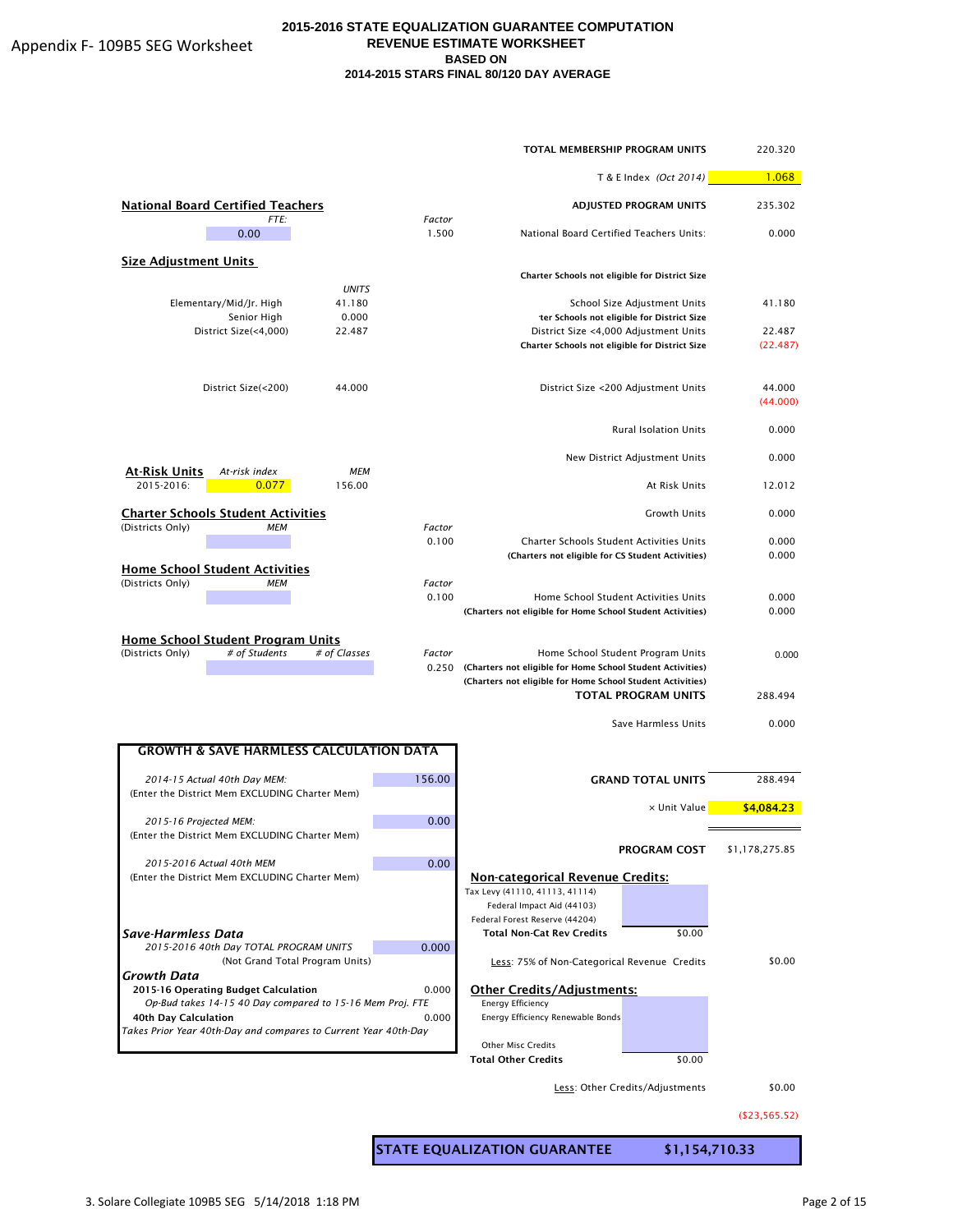# 2015-2016 STATE EQUALIZATION GUARANTEE COMPUTATION
## REVENUE ESTIMATE WORKSHEET
## BASED ON
## 2014-2015 STARS FINAL 80/120 DAY AVERAGE

Appendix F- 109B5 SEG Worksheet

| | |
|---|---|
| **TOTAL MEMBERSHIP PROGRAM UNITS** | 220.320 |
| T & E Index *(Oct 2014)* | 1.068 |
| **ADJUSTED PROGRAM UNITS** | 235.302 |

**National Board Certified Teachers**

| FTE: | Factor |
|---|---|
| 0.00 | 1.500 |

National Board Certified Teachers Units: 0.000

**Size Adjustment Units**

| | UNITS |
|---|---|
| Elementary/Mid/Jr. High | 41.180 |
| Senior High | 0.000 |
| District Size(<4,000) | 22.487 |
| District Size(<200) | 44.000 |

**Charter Schools not eligible for District Size**

| | |
|---|---|
| School Size Adjustment Units | 41.180 |
| **Charter Schools not eligible for District Size** | |
| District Size <4,000 Adjustment Units | 22.487 |
| **Charter Schools not eligible for District Size** | (22.487) |
| District Size <200 Adjustment Units | 44.000 |
| | (44.000) |
| Rural Isolation Units | 0.000 |
| New District Adjustment Units | 0.000 |

**At-Risk Units**

| | At-risk index | MEM |
|---|---|---|
| 2015-2016: | 0.077 | 156.00 |

| | |
|---|---|
| At Risk Units | 12.012 |
| Growth Units | 0.000 |

**Charter Schools Student Activities**
(Districts Only)

| MEM | Factor |
|---|---|
| | 0.100 |

| | |
|---|---|
| Charter Schools Student Activities Units | 0.000 |
| **(Charters not eligible for CS Student Activities)** | 0.000 |

**Home School Student Activities**
(Districts Only)

| MEM | Factor |
|---|---|
| | 0.100 |

| | |
|---|---|
| Home School Student Activities Units | 0.000 |
| **(Charters not eligible for Home School Student Activities)** | 0.000 |

**Home School Student Program Units**
(Districts Only)

| # of Students | # of Classes | Factor |
|---|---|---|
| | | 0.250 |

| | |
|---|---|
| Home School Student Program Units | 0.000 |
| **(Charters not eligible for Home School Student Activities)** | |
| **(Charters not eligible for Home School Student Activities)** | |
| **TOTAL PROGRAM UNITS** | 288.494 |
| Save Harmless Units | 0.000 |
| **GRAND TOTAL UNITS** | 288.494 |
| × Unit Value | $4,084.23 |
| **PROGRAM COST** | $1,178,275.85 |

### GROWTH & SAVE HARMLESS CALCULATION DATA

| | |
|---|---|
| *2014-15 Actual 40th Day MEM:* (Enter the District Mem EXCLUDING Charter Mem) | 156.00 |
| *2015-16 Projected MEM:* (Enter the District Mem EXCLUDING Charter Mem) | 0.00 |
| *2015-2016 Actual 40th MEM* (Enter the District Mem EXCLUDING Charter Mem) | 0.00 |

***Save-Harmless Data***

| | |
|---|---|
| *2015-2016 40th Day TOTAL PROGRAM UNITS* (Not Grand Total Program Units) | 0.000 |

***Growth Data***

| | |
|---|---|
| **2015-16 Operating Budget Calculation** *Op-Bud takes 14-15 40 Day compared to 15-16 Mem Proj. FTE* | 0.000 |
| **40th Day Calculation** *Takes Prior Year 40th-Day and compares to Current Year 40th-Day* | 0.000 |

**Non-categorical Revenue Credits:**

| | |
|---|---|
| Tax Levy (41110, 41113, 41114) | |
| Federal Impact Aid (44103) | |
| Federal Forest Reserve (44204) | |
| **Total Non-Cat Rev Credits** | $0.00 |

Less: 75% of Non-Categorical Revenue Credits: $0.00

**Other Credits/Adjustments:**

| | |
|---|---|
| Energy Efficiency | |
| Energy Efficiency Renewable Bonds | |
| Other Misc Credits | |
| **Total Other Credits** | $0.00 |

Less: Other Credits/Adjustments: $0.00

($23,565.52)

| **STATE EQUALIZATION GUARANTEE** | **$1,154,710.33** |
|---|---|

3. Solare Collegiate 109B5 SEG 5/14/2018 1:18 PM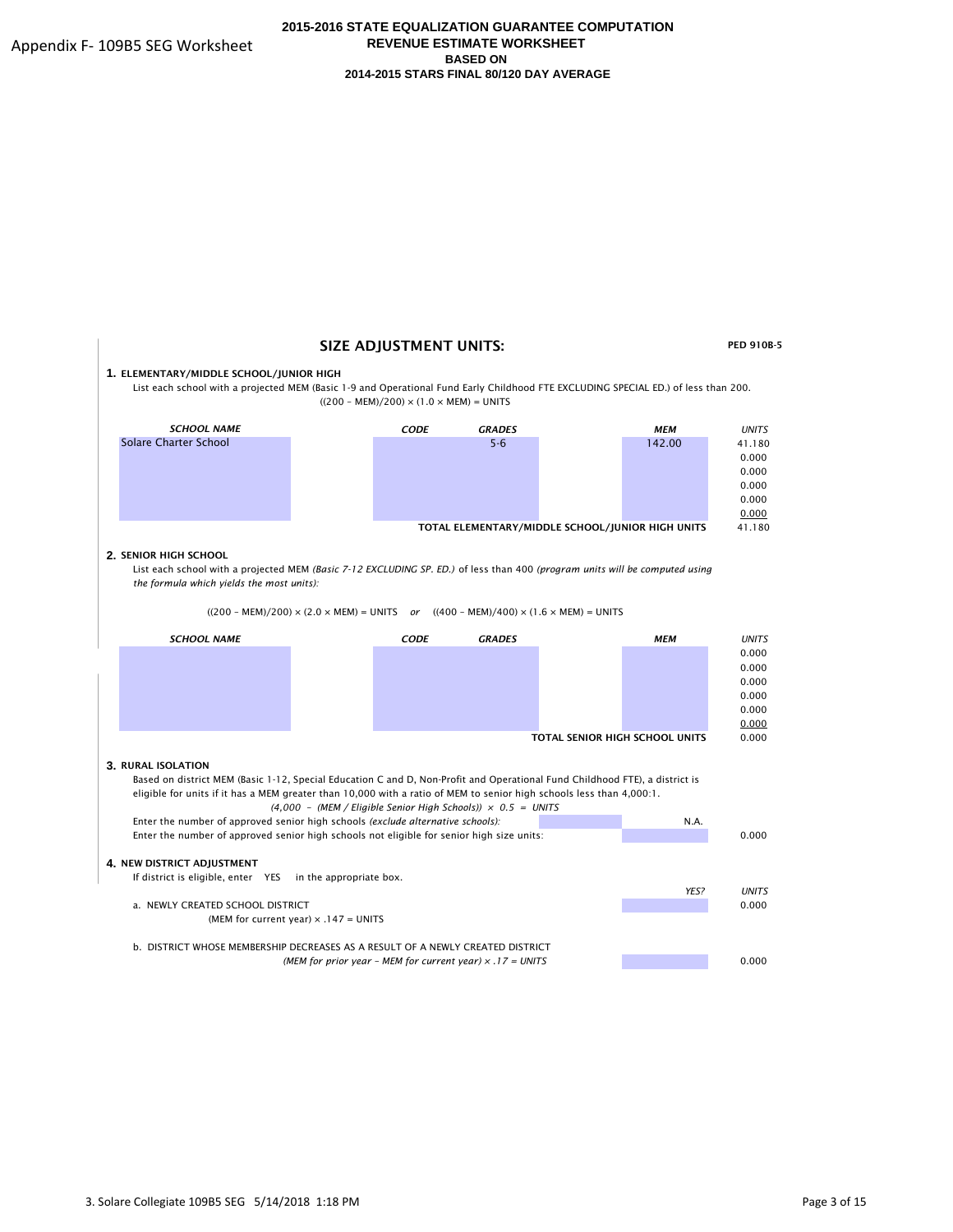Appendix F- 109B5 SEG Worksheet

**2015-2016 STATE EQUALIZATION GUARANTEE COMPUTATION**
**REVENUE ESTIMATE WORKSHEET**
**BASED ON**
**2014-2015 STARS FINAL 80/120 DAY AVERAGE**

## SIZE ADJUSTMENT UNITS:

**PED 910B-5**

### 1. ELEMENTARY/MIDDLE SCHOOL/JUNIOR HIGH

List each school with a projected MEM (Basic 1-9 and Operational Fund Early Childhood FTE EXCLUDING SPECIAL ED.) of less than 200.

$((200 - MEM)/200) \times (1.0 \times MEM) = UNITS$

| *SCHOOL NAME* | *CODE* | *GRADES* | *MEM* | *UNITS* |
|---|---|---|---|---|
| Solare Charter School | | 5-6 | 142.00 | 41.180 |
| | | | | 0.000 |
| | | | | 0.000 |
| | | | | 0.000 |
| | | | | 0.000 |
| | | | | 0.000 |
| | | | **TOTAL ELEMENTARY/MIDDLE SCHOOL/JUNIOR HIGH UNITS** | 41.180 |

### 2. SENIOR HIGH SCHOOL

List each school with a projected MEM *(Basic 7-12 EXCLUDING SP. ED.)* of less than 400 *(program units will be computed using the formula which yields the most units):*

$((200 - MEM)/200) \times (2.0 \times MEM) = UNITS$ *or* $((400 - MEM)/400) \times (1.6 \times MEM) = UNITS$

| *SCHOOL NAME* | *CODE* | *GRADES* | *MEM* | *UNITS* |
|---|---|---|---|---|
| | | | | 0.000 |
| | | | | 0.000 |
| | | | | 0.000 |
| | | | | 0.000 |
| | | | | 0.000 |
| | | | | 0.000 |
| | | | **TOTAL SENIOR HIGH SCHOOL UNITS** | 0.000 |

### 3. RURAL ISOLATION

Based on district MEM (Basic 1-12, Special Education C and D, Non-Profit and Operational Fund Childhood FTE), a district is eligible for units if it has a MEM greater than 10,000 with a ratio of MEM to senior high schools less than 4,000:1.

$(4{,}000 - (MEM / Eligible\ Senior\ High\ Schools)) \times 0.5 = UNITS$

| | | | |
|---|---|---|---|
| Enter the number of approved senior high schools *(exclude alternative schools):* | | N.A. | |
| Enter the number of approved senior high schools not eligible for senior high size units: | | | 0.000 |

### 4. NEW DISTRICT ADJUSTMENT

If district is eligible, enter YES in the appropriate box.

| | *YES?* | *UNITS* |
|---|---|---|
| a. NEWLY CREATED SCHOOL DISTRICT<br>(MEM for current year) × .147 = UNITS | | 0.000 |
| b. DISTRICT WHOSE MEMBERSHIP DECREASES AS A RESULT OF A NEWLY CREATED DISTRICT<br>*(MEM for prior year - MEM for current year) × .17 = UNITS* | | 0.000 |

3. Solare Collegiate 109B5 SEG 5/14/2018 1:18 PM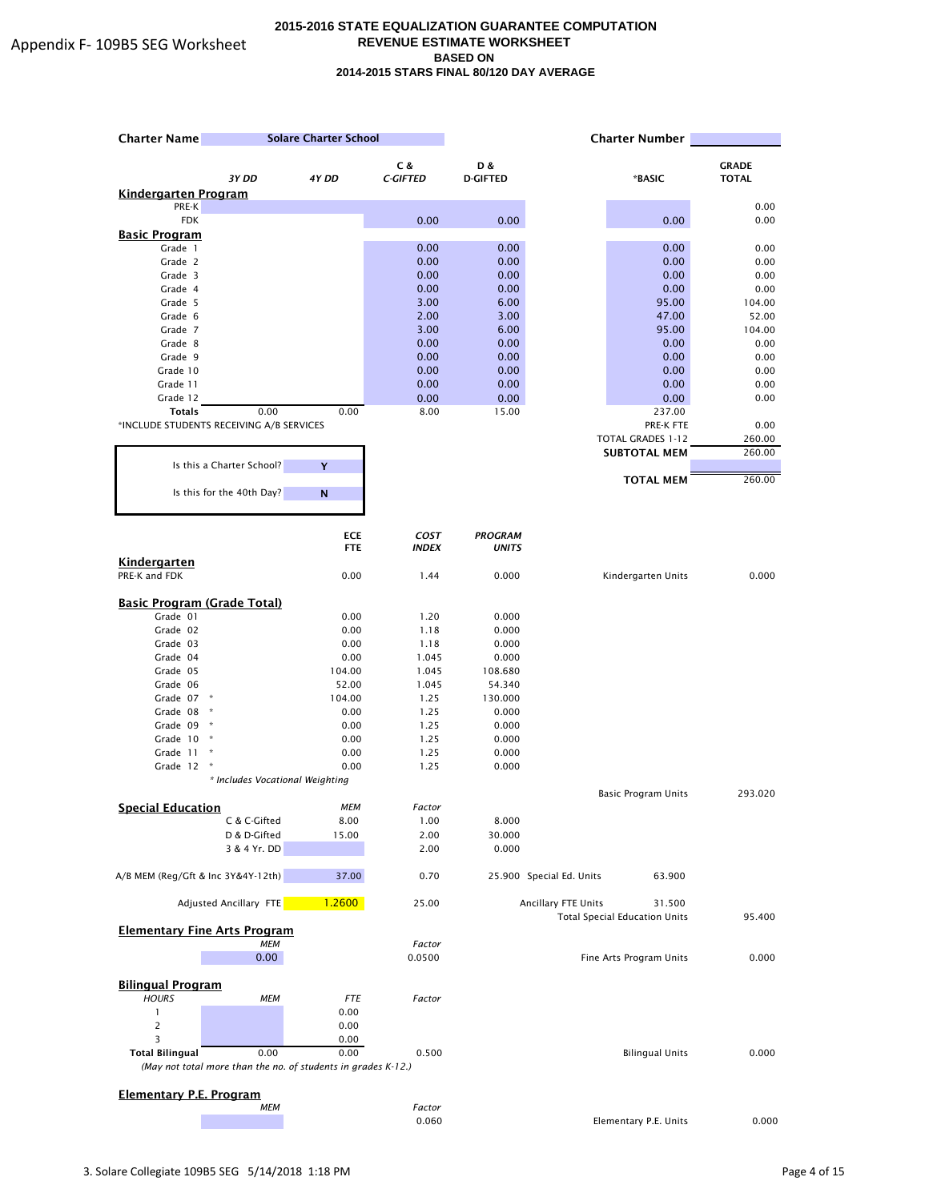Appendix F- 109B5 SEG Worksheet

# 2015-2016 STATE EQUALIZATION GUARANTEE COMPUTATION
## REVENUE ESTIMATE WORKSHEET
## BASED ON
## 2014-2015 STARS FINAL 80/120 DAY AVERAGE

**Charter Name** Solare Charter School **Charter Number**

| | 3Y DD | 4Y DD | C & C-GIFTED | D & D-GIFTED | *BASIC | GRADE TOTAL |
|---|---|---|---|---|---|---|
| **Kindergarten Program** | | | | | | |
| PRE-K | | | | | | 0.00 |
| FDK | | | 0.00 | 0.00 | 0.00 | 0.00 |
| **Basic Program** | | | | | | |
| Grade 1 | | | 0.00 | 0.00 | 0.00 | 0.00 |
| Grade 2 | | | 0.00 | 0.00 | 0.00 | 0.00 |
| Grade 3 | | | 0.00 | 0.00 | 0.00 | 0.00 |
| Grade 4 | | | 0.00 | 0.00 | 0.00 | 0.00 |
| Grade 5 | | | 3.00 | 6.00 | 95.00 | 104.00 |
| Grade 6 | | | 2.00 | 3.00 | 47.00 | 52.00 |
| Grade 7 | | | 3.00 | 6.00 | 95.00 | 104.00 |
| Grade 8 | | | 0.00 | 0.00 | 0.00 | 0.00 |
| Grade 9 | | | 0.00 | 0.00 | 0.00 | 0.00 |
| Grade 10 | | | 0.00 | 0.00 | 0.00 | 0.00 |
| Grade 11 | | | 0.00 | 0.00 | 0.00 | 0.00 |
| Grade 12 | | | 0.00 | 0.00 | 0.00 | 0.00 |
| **Totals** | 0.00 | 0.00 | 8.00 | 15.00 | 237.00 | |

*INCLUDE STUDENTS RECEIVING A/B SERVICES

| | |
|---|---|
| PRE-K FTE | 0.00 |
| TOTAL GRADES 1-12 | 260.00 |
| **SUBTOTAL MEM** | 260.00 |
| **TOTAL MEM** | 260.00 |

Is this a Charter School? **Y**

Is this for the 40th Day? **N**

| | ECE FTE | COST INDEX | PROGRAM UNITS | | |
|---|---|---|---|---|---|
| **Kindergarten** | | | | | |
| PRE-K and FDK | 0.00 | 1.44 | 0.000 | Kindergarten Units | 0.000 |
| **Basic Program (Grade Total)** | | | | | |
| Grade 01 | 0.00 | 1.20 | 0.000 | | |
| Grade 02 | 0.00 | 1.18 | 0.000 | | |
| Grade 03 | 0.00 | 1.18 | 0.000 | | |
| Grade 04 | 0.00 | 1.045 | 0.000 | | |
| Grade 05 | 104.00 | 1.045 | 108.680 | | |
| Grade 06 | 52.00 | 1.045 | 54.340 | | |
| Grade 07 * | 104.00 | 1.25 | 130.000 | | |
| Grade 08 * | 0.00 | 1.25 | 0.000 | | |
| Grade 09 * | 0.00 | 1.25 | 0.000 | | |
| Grade 10 * | 0.00 | 1.25 | 0.000 | | |
| Grade 11 * | 0.00 | 1.25 | 0.000 | | |
| Grade 12 * | 0.00 | 1.25 | 0.000 | | |
| | | | | Basic Program Units | 293.020 |

*\* Includes Vocational Weighting*

**Special Education**

| | MEM | Factor | | | |
|---|---|---|---|---|---|
| C & C-Gifted | 8.00 | 1.00 | 8.000 | | |
| D & D-Gifted | 15.00 | 2.00 | 30.000 | | |
| 3 & 4 Yr. DD | | 2.00 | 0.000 | | |
| A/B MEM (Reg/Gft & Inc 3Y&4Y-12th) | 37.00 | 0.70 | 25.900 | Special Ed. Units | 63.900 |
| Adjusted Ancillary FTE | 1.2600 | 25.00 | | Ancillary FTE Units | 31.500 |
| | | | | Total Special Education Units | 95.400 |

**Elementary Fine Arts Program**

| MEM | Factor | | |
|---|---|---|---|
| 0.00 | 0.0500 | Fine Arts Program Units | 0.000 |

**Bilingual Program**

| HOURS | MEM | FTE | Factor | | |
|---|---|---|---|---|---|
| 1 | | 0.00 | | | |
| 2 | | 0.00 | | | |
| 3 | | 0.00 | | | |
| **Total Bilingual** | 0.00 | 0.00 | 0.500 | Bilingual Units | 0.000 |

*(May not total more than the no. of students in grades K-12.)*

**Elementary P.E. Program**

| MEM | Factor | | |
|---|---|---|---|
| | 0.060 | Elementary P.E. Units | 0.000 |

3. Solare Collegiate 109B5 SEG 5/14/2018 1:18 PM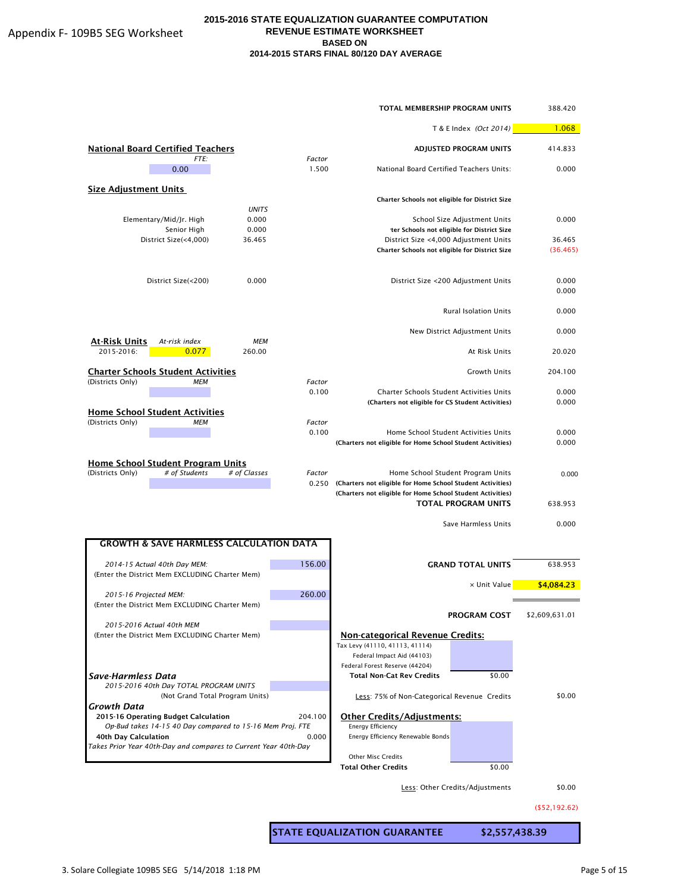Appendix F- 109B5 SEG Worksheet

# 2015-2016 STATE EQUALIZATION GUARANTEE COMPUTATION
## REVENUE ESTIMATE WORKSHEET
## BASED ON
## 2014-2015 STARS FINAL 80/120 DAY AVERAGE

| | |
|---|---|
| **TOTAL MEMBERSHIP PROGRAM UNITS** | 388.420 |
| T & E Index *(Oct 2014)* | 1.068 |
| **ADJUSTED PROGRAM UNITS** | 414.833 |

**National Board Certified Teachers**

| *FTE:* | *Factor* | | |
|---|---|---|---|
| 0.00 | 1.500 | National Board Certified Teachers Units: | 0.000 |

**Size Adjustment Units**

| | *UNITS* | | |
|---|---|---|---|
| | | **Charter Schools not eligible for District Size** | |
| Elementary/Mid/Jr. High | 0.000 | School Size Adjustment Units | 0.000 |
| Senior High | 0.000 | **ter Schools not eligible for District Size** | |
| District Size(<4,000) | 36.465 | District Size <4,000 Adjustment Units | 36.465 |
| | | **Charter Schools not eligible for District Size** | (36.465) |
| District Size(<200) | 0.000 | District Size <200 Adjustment Units | 0.000 |
| | | | 0.000 |
| | | Rural Isolation Units | 0.000 |
| | | New District Adjustment Units | 0.000 |

**At-Risk Units**

| | *At-risk index* | *MEM* | | |
|---|---|---|---|---|
| 2015-2016: | 0.077 | 260.00 | At Risk Units | 20.020 |
| | | | Growth Units | 204.100 |

**Charter Schools Student Activities**

| (Districts Only) *MEM* | *Factor* | | |
|---|---|---|---|
| | 0.100 | Charter Schools Student Activities Units | 0.000 |
| | | **(Charters not eligible for CS Student Activities)** | 0.000 |

**Home School Student Activities**

| (Districts Only) *MEM* | *Factor* | | |
|---|---|---|---|
| | 0.100 | Home School Student Activities Units | 0.000 |
| | | **(Charters not eligible for Home School Student Activities)** | 0.000 |

**Home School Student Program Units**

| (Districts Only) | *# of Students* | *# of Classes* | *Factor* | | |
|---|---|---|---|---|---|
| | | | 0.250 | Home School Student Program Units | 0.000 |
| | | | | **(Charters not eligible for Home School Student Activities)** | |
| | | | | **(Charters not eligible for Home School Student Activities)** | |
| | | | | **TOTAL PROGRAM UNITS** | 638.953 |
| | | | | Save Harmless Units | 0.000 |

**GROWTH & SAVE HARMLESS CALCULATION DATA**

| | |
|---|---|
| *2014-15 Actual 40th Day MEM:* (Enter the District Mem EXCLUDING Charter Mem) | 156.00 |
| *2015-16 Projected MEM:* (Enter the District Mem EXCLUDING Charter Mem) | 260.00 |
| *2015-2016 Actual 40th MEM* (Enter the District Mem EXCLUDING Charter Mem) | |

***Save-Harmless Data***

| | |
|---|---|
| *2015-2016 40th Day TOTAL PROGRAM UNITS* (Not Grand Total Program Units) | |

***Growth Data***

| | |
|---|---|
| **2015-16 Operating Budget Calculation** | 204.100 |
| *Op-Bud takes 14-15 40 Day compared to 15-16 Mem Proj. FTE* | |
| **40th Day Calculation** | 0.000 |
| *Takes Prior Year 40th-Day and compares to Current Year 40th-Day* | |

| | |
|---|---|
| **GRAND TOTAL UNITS** | 638.953 |
| × Unit Value | **$4,084.23** |
| **PROGRAM COST** | $2,609,631.01 |

**Non-categorical Revenue Credits:**

| | | |
|---|---|---|
| Tax Levy (41110, 41113, 41114) | | |
| Federal Impact Aid (44103) | | |
| Federal Forest Reserve (44204) | | |
| **Total Non-Cat Rev Credits** | $0.00 | |
| Less: 75% of Non-Categorical Revenue Credits | | $0.00 |

**Other Credits/Adjustments:**

| | | |
|---|---|---|
| Energy Efficiency | | |
| Energy Efficiency Renewable Bonds | | |
| Other Misc Credits | | |
| **Total Other Credits** | $0.00 | |
| Less: Other Credits/Adjustments | | $0.00 |
| | | ($52,192.62) |

**STATE EQUALIZATION GUARANTEE $2,557,438.39**

3. Solare Collegiate 109B5 SEG 5/14/2018 1:18 PM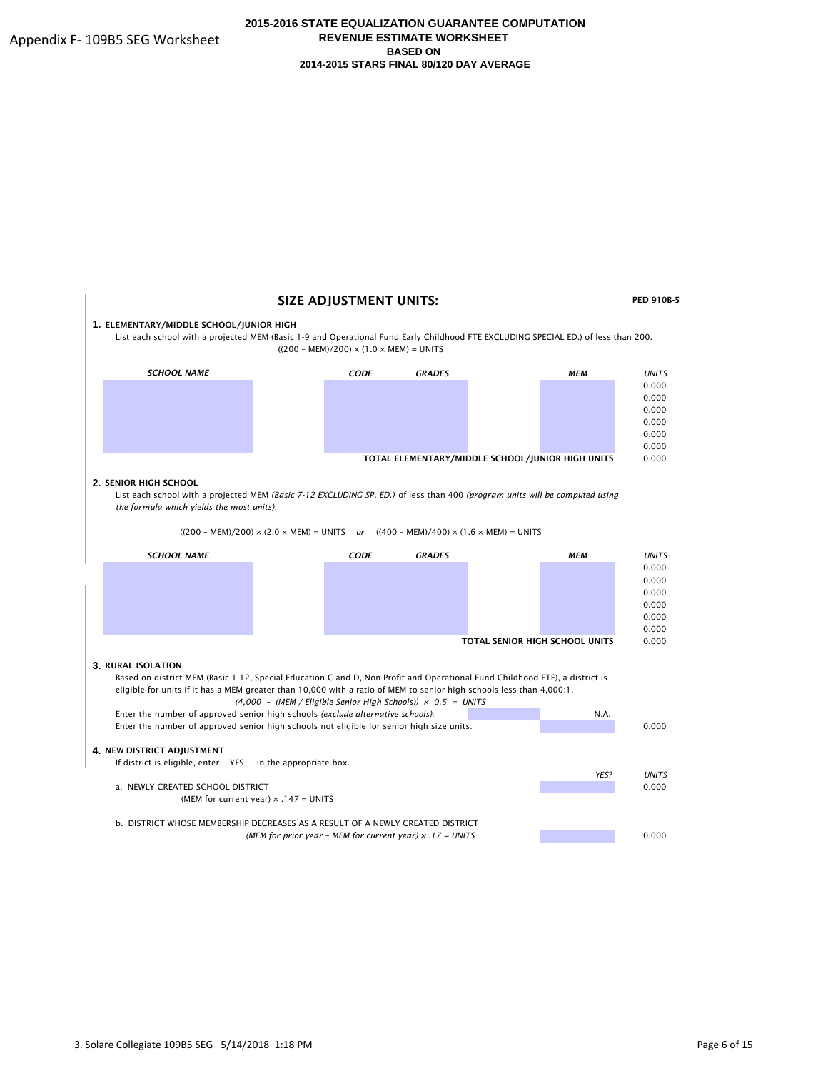# 2015-2016 STATE EQUALIZATION GUARANTEE COMPUTATION
## REVENUE ESTIMATE WORKSHEET
### BASED ON
### 2014-2015 STARS FINAL 80/120 DAY AVERAGE

Appendix F- 109B5 SEG Worksheet

## SIZE ADJUSTMENT UNITS:

PED 910B-5

**1. ELEMENTARY/MIDDLE SCHOOL/JUNIOR HIGH**

List each school with a projected MEM (Basic 1-9 and Operational Fund Early Childhood FTE EXCLUDING SPECIAL ED.) of less than 200.

$((200 - MEM)/200) \times (1.0 \times MEM) = UNITS$

| *SCHOOL NAME* | *CODE* | *GRADES* | *MEM* | *UNITS* |
|---|---|---|---|---|
| | | | | 0.000 |
| | | | | 0.000 |
| | | | | 0.000 |
| | | | | 0.000 |
| | | | | 0.000 |
| | | | | 0.000 |
| | | | **TOTAL ELEMENTARY/MIDDLE SCHOOL/JUNIOR HIGH UNITS** | 0.000 |

**2. SENIOR HIGH SCHOOL**

List each school with a projected MEM *(Basic 7-12 EXCLUDING SP. ED.)* of less than 400 *(program units will be computed using the formula which yields the most units):*

$((200 - MEM)/200) \times (2.0 \times MEM) = UNITS$ *or* $((400 - MEM)/400) \times (1.6 \times MEM) = UNITS$

| *SCHOOL NAME* | *CODE* | *GRADES* | *MEM* | *UNITS* |
|---|---|---|---|---|
| | | | | 0.000 |
| | | | | 0.000 |
| | | | | 0.000 |
| | | | | 0.000 |
| | | | | 0.000 |
| | | | | 0.000 |
| | | | **TOTAL SENIOR HIGH SCHOOL UNITS** | 0.000 |

**3. RURAL ISOLATION**

Based on district MEM (Basic 1-12, Special Education C and D, Non-Profit and Operational Fund Childhood FTE), a district is eligible for units if it has a MEM greater than 10,000 with a ratio of MEM to senior high schools less than 4,000:1.

$(4,000 - (MEM / Eligible\ Senior\ High\ Schools)) \times 0.5 = UNITS$

| | | |
|---|---|---|
| Enter the number of approved senior high schools *(exclude alternative schools):* | N.A. | |
| Enter the number of approved senior high schools not eligible for senior high size units: | | 0.000 |

**4. NEW DISTRICT ADJUSTMENT**

If district is eligible, enter YES in the appropriate box.

| | *YES?* | *UNITS* |
|---|---|---|
| a. NEWLY CREATED SCHOOL DISTRICT<br>(MEM for current year) × .147 = UNITS | | 0.000 |
| b. DISTRICT WHOSE MEMBERSHIP DECREASES AS A RESULT OF A NEWLY CREATED DISTRICT<br>*(MEM for prior year – MEM for current year) × .17 = UNITS* | | 0.000 |

3. Solare Collegiate 109B5 SEG 5/14/2018 1:18 PM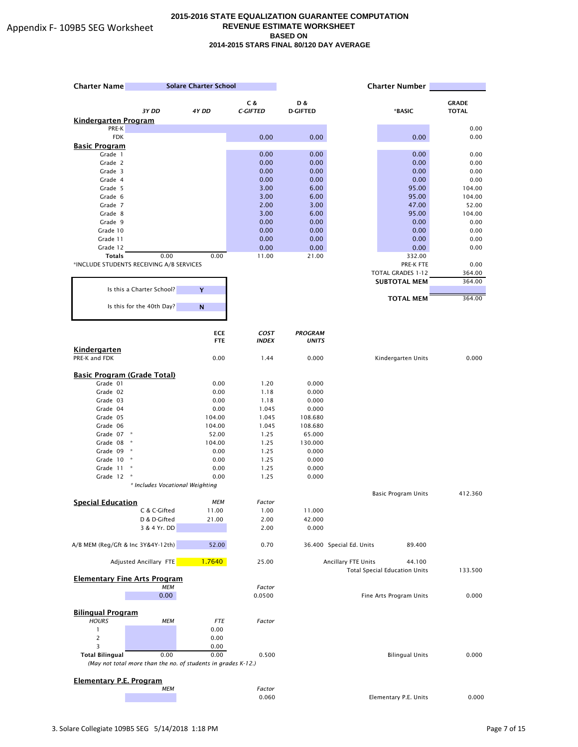Appendix F- 109B5 SEG Worksheet

# 2015-2016 STATE EQUALIZATION GUARANTEE COMPUTATION
## REVENUE ESTIMATE WORKSHEET
### BASED ON
### 2014-2015 STARS FINAL 80/120 DAY AVERAGE

**Charter Name** Solare Charter School **Charter Number**

| | 3Y DD | 4Y DD | C & C-GIFTED | D & D-GIFTED | *BASIC | GRADE TOTAL |
|---|---|---|---|---|---|---|
| **Kindergarten Program** | | | | | | |
| PRE-K | | | | | | 0.00 |
| FDK | | | 0.00 | 0.00 | 0.00 | 0.00 |
| **Basic Program** | | | | | | |
| Grade 1 | | | 0.00 | 0.00 | 0.00 | 0.00 |
| Grade 2 | | | 0.00 | 0.00 | 0.00 | 0.00 |
| Grade 3 | | | 0.00 | 0.00 | 0.00 | 0.00 |
| Grade 4 | | | 0.00 | 0.00 | 0.00 | 0.00 |
| Grade 5 | | | 3.00 | 6.00 | 95.00 | 104.00 |
| Grade 6 | | | 3.00 | 6.00 | 95.00 | 104.00 |
| Grade 7 | | | 2.00 | 3.00 | 47.00 | 52.00 |
| Grade 8 | | | 3.00 | 6.00 | 95.00 | 104.00 |
| Grade 9 | | | 0.00 | 0.00 | 0.00 | 0.00 |
| Grade 10 | | | 0.00 | 0.00 | 0.00 | 0.00 |
| Grade 11 | | | 0.00 | 0.00 | 0.00 | 0.00 |
| Grade 12 | | | 0.00 | 0.00 | 0.00 | 0.00 |
| **Totals** | 0.00 | 0.00 | 11.00 | 21.00 | 332.00 | |
| | | | | | PRE-K FTE | 0.00 |
| | | | | | TOTAL GRADES 1-12 | 364.00 |
| | | | | | **SUBTOTAL MEM** | 364.00 |
| | | | | | **TOTAL MEM** | 364.00 |

*INCLUDE STUDENTS RECEIVING A/B SERVICES

Is this a Charter School? **Y**

Is this for the 40th Day? **N**

| | ECE FTE | COST INDEX | PROGRAM UNITS | | |
|---|---|---|---|---|---|
| **Kindergarten** | | | | | |
| PRE-K and FDK | 0.00 | 1.44 | 0.000 | Kindergarten Units | 0.000 |
| **Basic Program (Grade Total)** | | | | | |
| Grade 01 | 0.00 | 1.20 | 0.000 | | |
| Grade 02 | 0.00 | 1.18 | 0.000 | | |
| Grade 03 | 0.00 | 1.18 | 0.000 | | |
| Grade 04 | 0.00 | 1.045 | 0.000 | | |
| Grade 05 | 104.00 | 1.045 | 108.680 | | |
| Grade 06 | 104.00 | 1.045 | 108.680 | | |
| Grade 07 * | 52.00 | 1.25 | 65.000 | | |
| Grade 08 * | 104.00 | 1.25 | 130.000 | | |
| Grade 09 * | 0.00 | 1.25 | 0.000 | | |
| Grade 10 * | 0.00 | 1.25 | 0.000 | | |
| Grade 11 * | 0.00 | 1.25 | 0.000 | | |
| Grade 12 * | 0.00 | 1.25 | 0.000 | | |
| | | | | Basic Program Units | 412.360 |

* Includes Vocational Weighting

| **Special Education** | MEM | Factor | | | |
|---|---|---|---|---|---|
| C & C-Gifted | 11.00 | 1.00 | 11.000 | | |
| D & D-Gifted | 21.00 | 2.00 | 42.000 | | |
| 3 & 4 Yr. DD | | 2.00 | 0.000 | | |
| A/B MEM (Reg/Gft & Inc 3Y&4Y-12th) | 52.00 | 0.70 | 36.400 | Special Ed. Units 89.400 | |
| Adjusted Ancillary FTE | 1.7640 | 25.00 | | Ancillary FTE Units 44.100 | |
| | | | | Total Special Education Units | 133.500 |

| **Elementary Fine Arts Program** | | |
|---|---|---|
| MEM | Factor | |
| 0.00 | 0.0500 | Fine Arts Program Units 0.000 |

| **Bilingual Program** HOURS | MEM | FTE | Factor | | |
|---|---|---|---|---|---|
| 1 | | 0.00 | | | |
| 2 | | 0.00 | | | |
| 3 | | 0.00 | | | |
| **Total Bilingual** | 0.00 | 0.00 | 0.500 | Bilingual Units | 0.000 |

(May not total more than the no. of students in grades K-12.)

| **Elementary P.E. Program** | | |
|---|---|---|
| MEM | Factor | |
| | 0.060 | Elementary P.E. Units 0.000 |

3. Solare Collegiate 109B5 SEG 5/14/2018 1:18 PM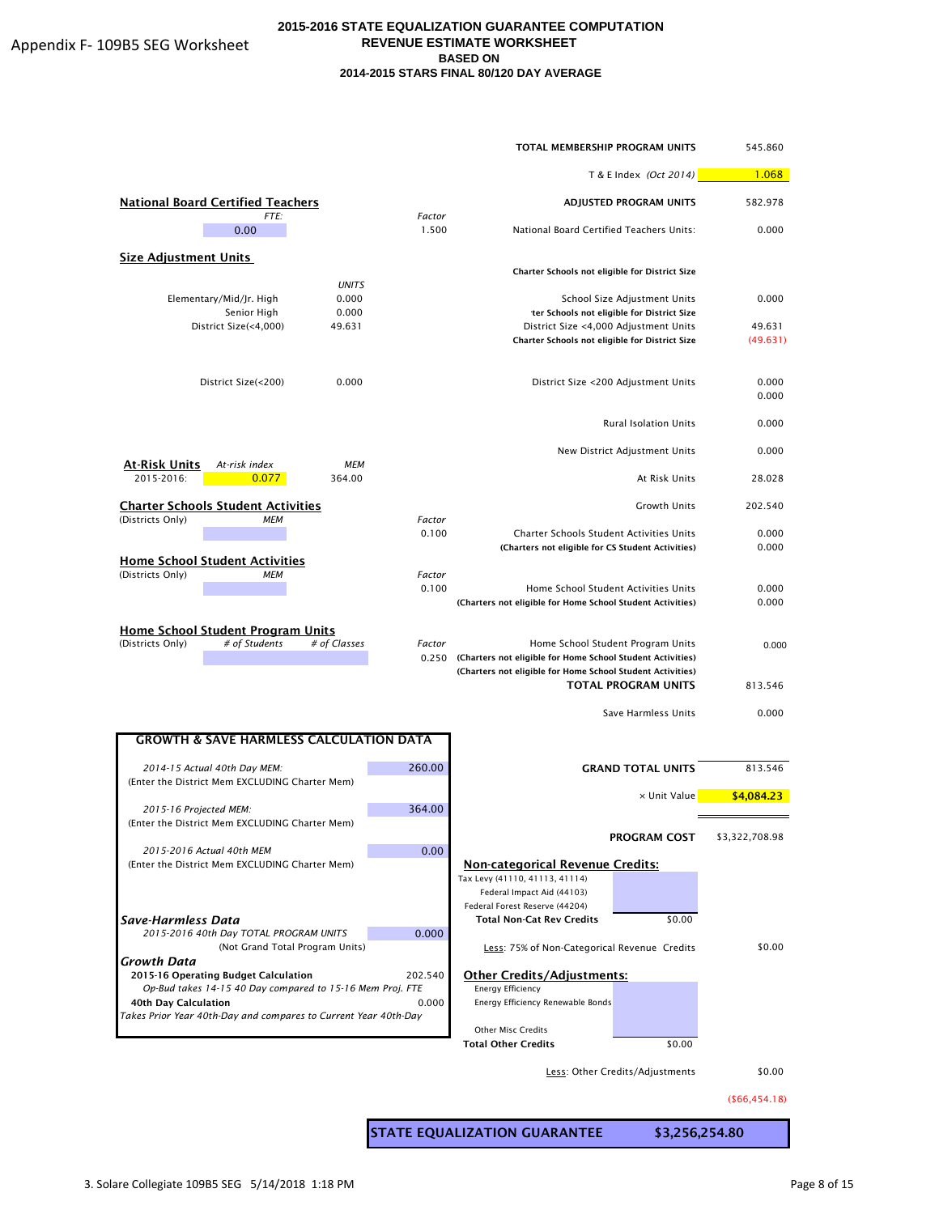Appendix F- 109B5 SEG Worksheet

# 2015-2016 STATE EQUALIZATION GUARANTEE COMPUTATION
## REVENUE ESTIMATE WORKSHEET
## BASED ON
## 2014-2015 STARS FINAL 80/120 DAY AVERAGE

| | |
|---|---|
| **TOTAL MEMBERSHIP PROGRAM UNITS** | 545.860 |
| T & E Index *(Oct 2014)* | 1.068 |
| **ADJUSTED PROGRAM UNITS** | 582.978 |

**National Board Certified Teachers**

| *FTE:* | *Factor* | | |
|---|---|---|---|
| 0.00 | 1.500 | National Board Certified Teachers Units: | 0.000 |

**Size Adjustment Units**

**Charter Schools not eligible for District Size**

| | *UNITS* | | |
|---|---|---|---|
| Elementary/Mid/Jr. High | 0.000 | School Size Adjustment Units | 0.000 |
| Senior High | 0.000 | **ter Schools not eligible for District Size** | |
| District Size(<4,000) | 49.631 | District Size <4,000 Adjustment Units | 49.631 |
| | | **Charter Schools not eligible for District Size** | (49.631) |
| District Size(<200) | 0.000 | District Size <200 Adjustment Units | 0.000 |
| | | | 0.000 |
| | | Rural Isolation Units | 0.000 |
| | | New District Adjustment Units | 0.000 |

**At-Risk Units**

| | *At-risk index* | *MEM* | | |
|---|---|---|---|---|
| 2015-2016: | 0.077 | 364.00 | At Risk Units | 28.028 |
| | | | Growth Units | 202.540 |

**Charter Schools Student Activities**

| (Districts Only) | *MEM* | *Factor* | | |
|---|---|---|---|---|
| | | 0.100 | Charter Schools Student Activities Units | 0.000 |
| | | | **(Charters not eligible for CS Student Activities)** | 0.000 |

**Home School Student Activities**

| (Districts Only) | *MEM* | *Factor* | | |
|---|---|---|---|---|
| | | 0.100 | Home School Student Activities Units | 0.000 |
| | | | **(Charters not eligible for Home School Student Activities)** | 0.000 |

**Home School Student Program Units**

| (Districts Only) | *# of Students* | *# of Classes* | *Factor* | | |
|---|---|---|---|---|---|
| | | | 0.250 | Home School Student Program Units | 0.000 |
| | | | | **(Charters not eligible for Home School Student Activities)** | |
| | | | | **(Charters not eligible for Home School Student Activities)** | |
| | | | | **TOTAL PROGRAM UNITS** | 813.546 |
| | | | | Save Harmless Units | 0.000 |

**GROWTH & SAVE HARMLESS CALCULATION DATA**

| | |
|---|---|
| *2014-15 Actual 40th Day MEM:* (Enter the District Mem EXCLUDING Charter Mem) | 260.00 |
| *2015-16 Projected MEM:* (Enter the District Mem EXCLUDING Charter Mem) | 364.00 |
| *2015-2016 Actual 40th MEM* (Enter the District Mem EXCLUDING Charter Mem) | 0.00 |
| ***Save-Harmless Data*** | |
| *2015-2016 40th Day TOTAL PROGRAM UNITS* (Not Grand Total Program Units) | 0.000 |
| ***Growth Data*** | |
| **2015-16 Operating Budget Calculation** *Op-Bud takes 14-15 40 Day compared to 15-16 Mem Proj. FTE* | 202.540 |
| **40th Day Calculation** *Takes Prior Year 40th-Day and compares to Current Year 40th-Day* | 0.000 |

| | |
|---|---|
| **GRAND TOTAL UNITS** | 813.546 |
| × Unit Value | **$4,084.23** |
| **PROGRAM COST** | $3,322,708.98 |

**Non-categorical Revenue Credits:**

| | | |
|---|---|---|
| Tax Levy (41110, 41113, 41114) | | |
| Federal Impact Aid (44103) | | |
| Federal Forest Reserve (44204) | | |
| **Total Non-Cat Rev Credits** | $0.00 | |
| Less: 75% of Non-Categorical Revenue Credits | | $0.00 |

**Other Credits/Adjustments:**

| | | |
|---|---|---|
| Energy Efficiency | | |
| Energy Efficiency Renewable Bonds | | |
| Other Misc Credits | | |
| **Total Other Credits** | $0.00 | |
| Less: Other Credits/Adjustments | | $0.00 |
| | | ($66,454.18) |

**STATE EQUALIZATION GUARANTEE** **$3,256,254.80**

3. Solare Collegiate 109B5 SEG 5/14/2018 1:18 PM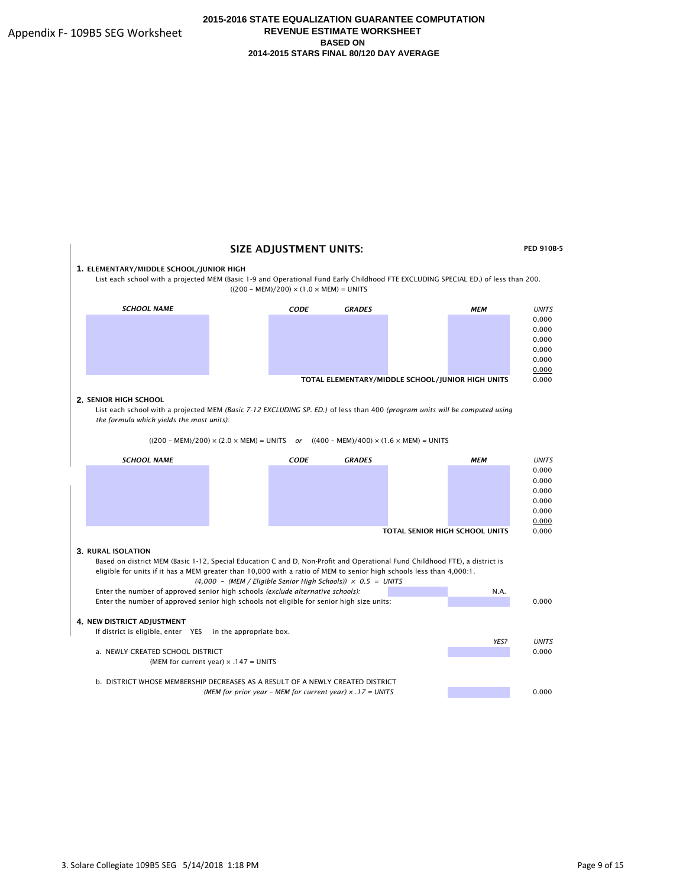Appendix F- 109B5 SEG Worksheet

**2015-2016 STATE EQUALIZATION GUARANTEE COMPUTATION**
**REVENUE ESTIMATE WORKSHEET**
**BASED ON**
**2014-2015 STARS FINAL 80/120 DAY AVERAGE**

## SIZE ADJUSTMENT UNITS:

**PED 910B-5**

**1. ELEMENTARY/MIDDLE SCHOOL/JUNIOR HIGH**

List each school with a projected MEM (Basic 1-9 and Operational Fund Early Childhood FTE EXCLUDING SPECIAL ED.) of less than 200.

((200 – MEM)/200) × (1.0 × MEM) = UNITS

| *SCHOOL NAME* | *CODE* | *GRADES* | *MEM* | *UNITS* |
|---|---|---|---|---|
| | | | | 0.000 |
| | | | | 0.000 |
| | | | | 0.000 |
| | | | | 0.000 |
| | | | | 0.000 |
| | | | | 0.000 |
| | **TOTAL ELEMENTARY/MIDDLE SCHOOL/JUNIOR HIGH UNITS** | | | 0.000 |

**2. SENIOR HIGH SCHOOL**

List each school with a projected MEM *(Basic 7-12 EXCLUDING SP. ED.)* of less than 400 *(program units will be computed using the formula which yields the most units):*

((200 – MEM)/200) × (2.0 × MEM) = UNITS *or* ((400 – MEM)/400) × (1.6 × MEM) = UNITS

| *SCHOOL NAME* | *CODE* | *GRADES* | *MEM* | *UNITS* |
|---|---|---|---|---|
| | | | | 0.000 |
| | | | | 0.000 |
| | | | | 0.000 |
| | | | | 0.000 |
| | | | | 0.000 |
| | | | | 0.000 |
| | | **TOTAL SENIOR HIGH SCHOOL UNITS** | | 0.000 |

**3. RURAL ISOLATION**

Based on district MEM (Basic 1-12, Special Education C and D, Non-Profit and Operational Fund Childhood FTE), a district is eligible for units if it has a MEM greater than 10,000 with a ratio of MEM to senior high schools less than 4,000:1.

*(4,000 – (MEM / Eligible Senior High Schools)) × 0.5 = UNITS*

| | | | |
|---|---|---|---|
| Enter the number of approved senior high schools *(exclude alternative schools):* | | N.A. | |
| Enter the number of approved senior high schools not eligible for senior high size units: | | | 0.000 |

**4. NEW DISTRICT ADJUSTMENT**

If district is eligible, enter YES in the appropriate box.

| | *YES?* | *UNITS* |
|---|---|---|
| a. NEWLY CREATED SCHOOL DISTRICT<br>(MEM for current year) × .147 = UNITS | | 0.000 |
| b. DISTRICT WHOSE MEMBERSHIP DECREASES AS A RESULT OF A NEWLY CREATED DISTRICT<br>*(MEM for prior year – MEM for current year) × .17 = UNITS* | | 0.000 |

3. Solare Collegiate 109B5 SEG 5/14/2018 1:18 PM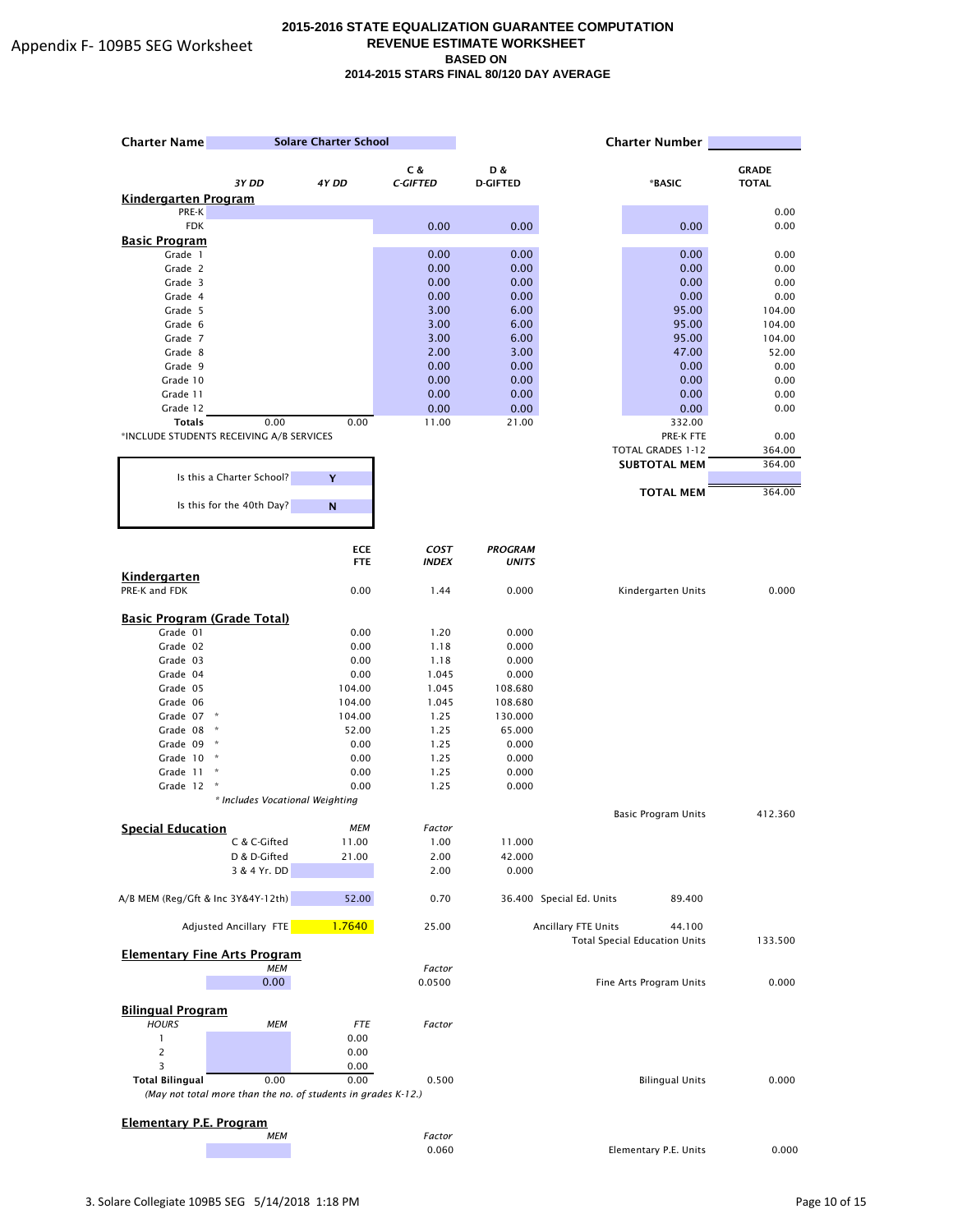Appendix F- 109B5 SEG Worksheet

**2015-2016 STATE EQUALIZATION GUARANTEE COMPUTATION**
**REVENUE ESTIMATE WORKSHEET**
**BASED ON**
**2014-2015 STARS FINAL 80/120 DAY AVERAGE**

**Charter Name** Solare Charter School **Charter Number**

| | 3Y DD | 4Y DD | C & C-GIFTED | D & D-GIFTED | *BASIC | GRADE TOTAL |
|---|---|---|---|---|---|---|
| **Kindergarten Program** | | | | | | |
| PRE-K | | | | | | 0.00 |
| FDK | | | 0.00 | 0.00 | 0.00 | 0.00 |
| **Basic Program** | | | | | | |
| Grade 1 | | | 0.00 | 0.00 | 0.00 | 0.00 |
| Grade 2 | | | 0.00 | 0.00 | 0.00 | 0.00 |
| Grade 3 | | | 0.00 | 0.00 | 0.00 | 0.00 |
| Grade 4 | | | 0.00 | 0.00 | 0.00 | 0.00 |
| Grade 5 | | | 3.00 | 6.00 | 95.00 | 104.00 |
| Grade 6 | | | 3.00 | 6.00 | 95.00 | 104.00 |
| Grade 7 | | | 3.00 | 6.00 | 95.00 | 104.00 |
| Grade 8 | | | 2.00 | 3.00 | 47.00 | 52.00 |
| Grade 9 | | | 0.00 | 0.00 | 0.00 | 0.00 |
| Grade 10 | | | 0.00 | 0.00 | 0.00 | 0.00 |
| Grade 11 | | | 0.00 | 0.00 | 0.00 | 0.00 |
| Grade 12 | | | 0.00 | 0.00 | 0.00 | 0.00 |
| **Totals** | 0.00 | 0.00 | 11.00 | 21.00 | 332.00 | |

*INCLUDE STUDENTS RECEIVING A/B SERVICES

| | |
|---|---|
| PRE-K FTE | 0.00 |
| TOTAL GRADES 1-12 | 364.00 |
| **SUBTOTAL MEM** | 364.00 |
| **TOTAL MEM** | 364.00 |

Is this a Charter School? **Y**

Is this for the 40th Day? **N**

| | ECE FTE | COST INDEX | PROGRAM UNITS | | |
|---|---|---|---|---|---|
| **Kindergarten** | | | | | |
| PRE-K and FDK | 0.00 | 1.44 | 0.000 | Kindergarten Units | 0.000 |
| **Basic Program (Grade Total)** | | | | | |
| Grade 01 | 0.00 | 1.20 | 0.000 | | |
| Grade 02 | 0.00 | 1.18 | 0.000 | | |
| Grade 03 | 0.00 | 1.18 | 0.000 | | |
| Grade 04 | 0.00 | 1.045 | 0.000 | | |
| Grade 05 | 104.00 | 1.045 | 108.680 | | |
| Grade 06 | 104.00 | 1.045 | 108.680 | | |
| Grade 07 * | 104.00 | 1.25 | 130.000 | | |
| Grade 08 * | 52.00 | 1.25 | 65.000 | | |
| Grade 09 * | 0.00 | 1.25 | 0.000 | | |
| Grade 10 * | 0.00 | 1.25 | 0.000 | | |
| Grade 11 * | 0.00 | 1.25 | 0.000 | | |
| Grade 12 * | 0.00 | 1.25 | 0.000 | | |
| | | | | Basic Program Units | 412.360 |

*\* Includes Vocational Weighting*

**Special Education**

| | MEM | Factor | | | |
|---|---|---|---|---|---|
| C & C-Gifted | 11.00 | 1.00 | 11.000 | | |
| D & D-Gifted | 21.00 | 2.00 | 42.000 | | |
| 3 & 4 Yr. DD | | 2.00 | 0.000 | | |
| A/B MEM (Reg/Gft & Inc 3Y&4Y-12th) | 52.00 | 0.70 | 36.400 | Special Ed. Units 89.400 | |
| Adjusted Ancillary FTE | 1.7640 | 25.00 | | Ancillary FTE Units 44.100 | |
| | | | | Total Special Education Units | 133.500 |

**Elementary Fine Arts Program**

| MEM | Factor | | |
|---|---|---|---|
| 0.00 | 0.0500 | Fine Arts Program Units | 0.000 |

**Bilingual Program**

| HOURS | MEM | FTE | Factor | | |
|---|---|---|---|---|---|
| 1 | | 0.00 | | | |
| 2 | | 0.00 | | | |
| 3 | | 0.00 | | | |
| **Total Bilingual** | 0.00 | 0.00 | 0.500 | Bilingual Units | 0.000 |

*(May not total more than the no. of students in grades K-12.)*

**Elementary P.E. Program**

| MEM | Factor | | |
|---|---|---|---|
| | 0.060 | Elementary P.E. Units | 0.000 |

3. Solare Collegiate 109B5 SEG 5/14/2018 1:18 PM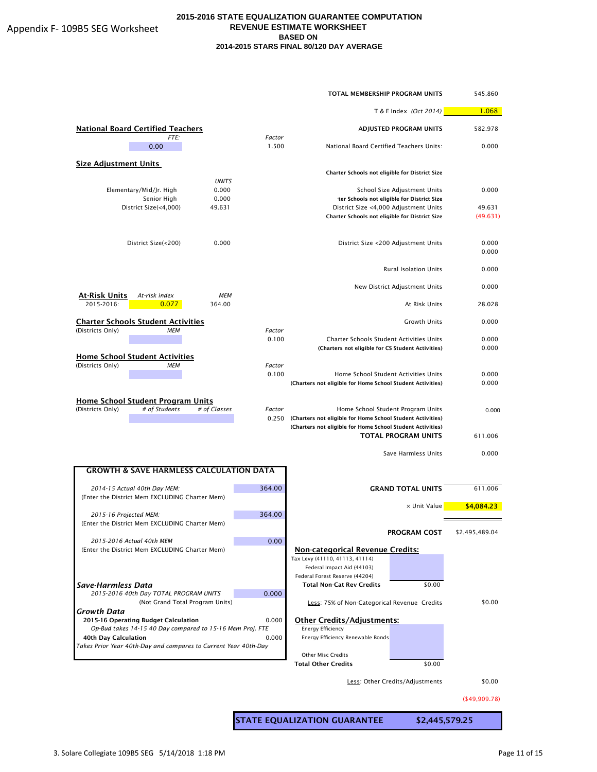Appendix F- 109B5 SEG Worksheet

# 2015-2016 STATE EQUALIZATION GUARANTEE COMPUTATION
## REVENUE ESTIMATE WORKSHEET
## BASED ON
## 2014-2015 STARS FINAL 80/120 DAY AVERAGE

| | |
|---|---|
| **TOTAL MEMBERSHIP PROGRAM UNITS** | 545.860 |
| T & E Index *(Oct 2014)* | 1.068 |
| **ADJUSTED PROGRAM UNITS** | 582.978 |

**National Board Certified Teachers**

| *FTE:* | *Factor* | | |
|---|---|---|---|
| 0.00 | 1.500 | National Board Certified Teachers Units: | 0.000 |

**Size Adjustment Units**

**Charter Schools not eligible for District Size**

| | *UNITS* | | |
|---|---|---|---|
| Elementary/Mid/Jr. High | 0.000 | School Size Adjustment Units | 0.000 |
| Senior High | 0.000 | **ter Schools not eligible for District Size** | |
| District Size(<4,000) | 49.631 | District Size <4,000 Adjustment Units | 49.631 |
| | | **Charter Schools not eligible for District Size** | (49.631) |
| District Size(<200) | 0.000 | District Size <200 Adjustment Units | 0.000 |
| | | | 0.000 |
| | | Rural Isolation Units | 0.000 |
| | | New District Adjustment Units | 0.000 |

**At-Risk Units**

| | *At-risk index* | *MEM* | | |
|---|---|---|---|---|
| 2015-2016: | 0.077 | 364.00 | At Risk Units | 28.028 |
| | | | Growth Units | 0.000 |

**Charter Schools Student Activities**

| (Districts Only) *MEM* | *Factor* | | |
|---|---|---|---|
| | 0.100 | Charter Schools Student Activities Units | 0.000 |
| | | **(Charters not eligible for CS Student Activities)** | 0.000 |

**Home School Student Activities**

| (Districts Only) *MEM* | *Factor* | | |
|---|---|---|---|
| | 0.100 | Home School Student Activities Units | 0.000 |
| | | **(Charters not eligible for Home School Student Activities)** | 0.000 |

**Home School Student Program Units**

| (Districts Only) | *# of Students* | *# of Classes* | *Factor* | | |
|---|---|---|---|---|---|
| | | | 0.250 | Home School Student Program Units | 0.000 |
| | | | | **(Charters not eligible for Home School Student Activities)** | |
| | | | | **(Charters not eligible for Home School Student Activities)** | |
| | | | | **TOTAL PROGRAM UNITS** | 611.006 |
| | | | | Save Harmless Units | 0.000 |

**GROWTH & SAVE HARMLESS CALCULATION DATA**

| | |
|---|---|
| *2014-15 Actual 40th Day MEM:* (Enter the District Mem EXCLUDING Charter Mem) | 364.00 |
| *2015-16 Projected MEM:* (Enter the District Mem EXCLUDING Charter Mem) | 364.00 |
| *2015-2016 Actual 40th MEM* (Enter the District Mem EXCLUDING Charter Mem) | 0.00 |

***Save-Harmless Data***

| | |
|---|---|
| *2015-2016 40th Day TOTAL PROGRAM UNITS* (Not Grand Total Program Units) | 0.000 |

***Growth Data***

| | |
|---|---|
| **2015-16 Operating Budget Calculation** *Op-Bud takes 14-15 40 Day compared to 15-16 Mem Proj. FTE* | 0.000 |
| **40th Day Calculation** *Takes Prior Year 40th-Day and compares to Current Year 40th-Day* | 0.000 |

| | |
|---|---|
| **GRAND TOTAL UNITS** | 611.006 |
| × Unit Value | **$4,084.23** |
| **PROGRAM COST** | $2,495,489.04 |

**Non-categorical Revenue Credits:**

| | | |
|---|---|---|
| Tax Levy (41110, 41113, 41114) | | |
| Federal Impact Aid (44103) | | |
| Federal Forest Reserve (44204) | | |
| **Total Non-Cat Rev Credits** | $0.00 | |
| Less: 75% of Non-Categorical Revenue Credits | | $0.00 |

**Other Credits/Adjustments:**

| | | |
|---|---|---|
| Energy Efficiency | | |
| Energy Efficiency Renewable Bonds | | |
| Other Misc Credits | | |
| **Total Other Credits** | $0.00 | |
| Less: Other Credits/Adjustments | | $0.00 |
| | | ($49,909.78) |

| | |
|---|---|
| **STATE EQUALIZATION GUARANTEE** | **$2,445,579.25** |

3. Solare Collegiate 109B5 SEG 5/14/2018 1:18 PM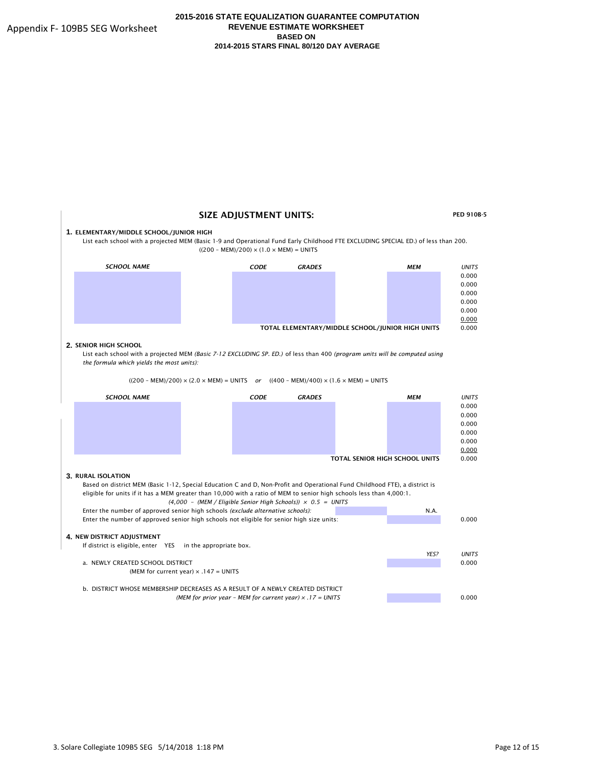Appendix F- 109B5 SEG Worksheet

# 2015-2016 STATE EQUALIZATION GUARANTEE COMPUTATION
## REVENUE ESTIMATE WORKSHEET
## BASED ON
## 2014-2015 STARS FINAL 80/120 DAY AVERAGE

## SIZE ADJUSTMENT UNITS:

PED 910B-5

**1. ELEMENTARY/MIDDLE SCHOOL/JUNIOR HIGH**

List each school with a projected MEM (Basic 1-9 and Operational Fund Early Childhood FTE EXCLUDING SPECIAL ED.) of less than 200.

((200 – MEM)/200) × (1.0 × MEM) = UNITS

| *SCHOOL NAME* | *CODE* | *GRADES* | *MEM* | *UNITS* |
|---|---|---|---|---|
| | | | | 0.000 |
| | | | | 0.000 |
| | | | | 0.000 |
| | | | | 0.000 |
| | | | | 0.000 |
| | | | | 0.000 |
| | | | **TOTAL ELEMENTARY/MIDDLE SCHOOL/JUNIOR HIGH UNITS** | 0.000 |

**2. SENIOR HIGH SCHOOL**

List each school with a projected MEM *(Basic 7-12 EXCLUDING SP. ED.)* of less than 400 *(program units will be computed using the formula which yields the most units):*

((200 – MEM)/200) × (2.0 × MEM) = UNITS *or* ((400 – MEM)/400) × (1.6 × MEM) = UNITS

| *SCHOOL NAME* | *CODE* | *GRADES* | *MEM* | *UNITS* |
|---|---|---|---|---|
| | | | | 0.000 |
| | | | | 0.000 |
| | | | | 0.000 |
| | | | | 0.000 |
| | | | | 0.000 |
| | | | | 0.000 |
| | | | **TOTAL SENIOR HIGH SCHOOL UNITS** | 0.000 |

**3. RURAL ISOLATION**

Based on district MEM (Basic 1-12, Special Education C and D, Non-Profit and Operational Fund Childhood FTE), a district is eligible for units if it has a MEM greater than 10,000 with a ratio of MEM to senior high schools less than 4,000:1.

*(4,000 – (MEM / Eligible Senior High Schools)) × 0.5 = UNITS*

| | | | |
|---|---|---|---|
| Enter the number of approved senior high schools *(exclude alternative schools):* | | N.A. | |
| Enter the number of approved senior high schools not eligible for senior high size units: | | | 0.000 |

**4. NEW DISTRICT ADJUSTMENT**

If district is eligible, enter YES in the appropriate box.

| | *YES?* | *UNITS* |
|---|---|---|
| a. NEWLY CREATED SCHOOL DISTRICT<br>(MEM for current year) × .147 = UNITS | | 0.000 |
| b. DISTRICT WHOSE MEMBERSHIP DECREASES AS A RESULT OF A NEWLY CREATED DISTRICT<br>*(MEM for prior year – MEM for current year) × .17 = UNITS* | | 0.000 |

3. Solare Collegiate 109B5 SEG 5/14/2018 1:18 PM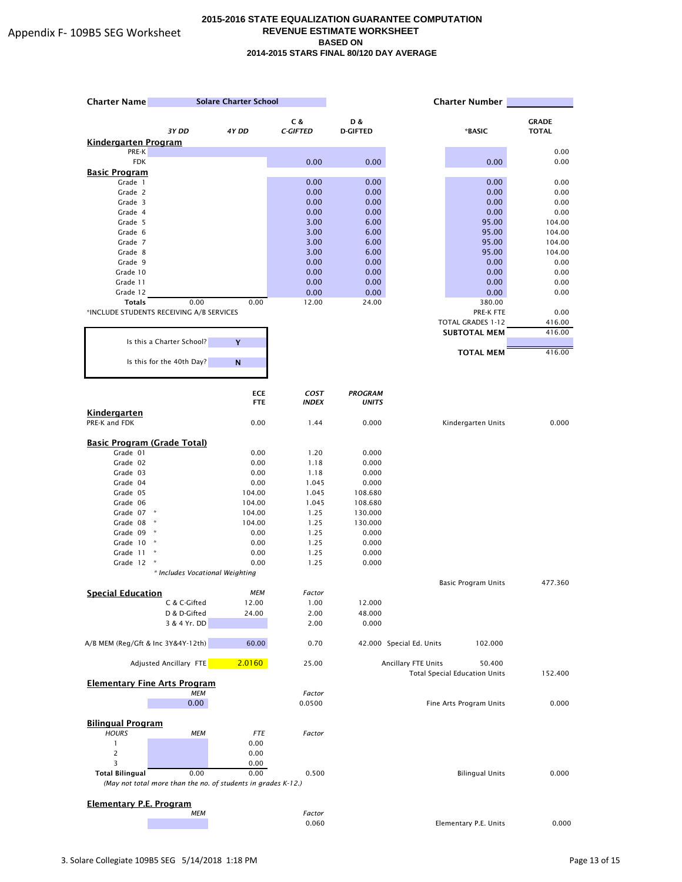Appendix F- 109B5 SEG Worksheet

**2015-2016 STATE EQUALIZATION GUARANTEE COMPUTATION**
**REVENUE ESTIMATE WORKSHEET**
**BASED ON**
**2014-2015 STARS FINAL 80/120 DAY AVERAGE**

**Charter Name** Solare Charter School **Charter Number**

| | 3Y DD | 4Y DD | C & C-GIFTED | D & D-GIFTED | *BASIC | GRADE TOTAL |
|---|---|---|---|---|---|---|
| **Kindergarten Program** | | | | | | |
| PRE-K | | | | | | 0.00 |
| FDK | | | 0.00 | 0.00 | 0.00 | 0.00 |
| **Basic Program** | | | | | | |
| Grade 1 | | | 0.00 | 0.00 | 0.00 | 0.00 |
| Grade 2 | | | 0.00 | 0.00 | 0.00 | 0.00 |
| Grade 3 | | | 0.00 | 0.00 | 0.00 | 0.00 |
| Grade 4 | | | 0.00 | 0.00 | 0.00 | 0.00 |
| Grade 5 | | | 3.00 | 6.00 | 95.00 | 104.00 |
| Grade 6 | | | 3.00 | 6.00 | 95.00 | 104.00 |
| Grade 7 | | | 3.00 | 6.00 | 95.00 | 104.00 |
| Grade 8 | | | 3.00 | 6.00 | 95.00 | 104.00 |
| Grade 9 | | | 0.00 | 0.00 | 0.00 | 0.00 |
| Grade 10 | | | 0.00 | 0.00 | 0.00 | 0.00 |
| Grade 11 | | | 0.00 | 0.00 | 0.00 | 0.00 |
| Grade 12 | | | 0.00 | 0.00 | 0.00 | 0.00 |
| **Totals** | 0.00 | 0.00 | 12.00 | 24.00 | 380.00 | |

*INCLUDE STUDENTS RECEIVING A/B SERVICES

| | |
|---|---|
| PRE-K FTE | 0.00 |
| TOTAL GRADES 1-12 | 416.00 |
| **SUBTOTAL MEM** | 416.00 |
| **TOTAL MEM** | 416.00 |

| | |
|---|---|
| Is this a Charter School? | Y |
| Is this for the 40th Day? | N |

| | ECE FTE | COST INDEX | PROGRAM UNITS | | |
|---|---|---|---|---|---|
| **Kindergarten** | | | | | |
| PRE-K and FDK | 0.00 | 1.44 | 0.000 | Kindergarten Units | 0.000 |
| **Basic Program (Grade Total)** | | | | | |
| Grade 01 | 0.00 | 1.20 | 0.000 | | |
| Grade 02 | 0.00 | 1.18 | 0.000 | | |
| Grade 03 | 0.00 | 1.18 | 0.000 | | |
| Grade 04 | 0.00 | 1.045 | 0.000 | | |
| Grade 05 | 104.00 | 1.045 | 108.680 | | |
| Grade 06 | 104.00 | 1.045 | 108.680 | | |
| Grade 07 * | 104.00 | 1.25 | 130.000 | | |
| Grade 08 * | 104.00 | 1.25 | 130.000 | | |
| Grade 09 * | 0.00 | 1.25 | 0.000 | | |
| Grade 10 * | 0.00 | 1.25 | 0.000 | | |
| Grade 11 * | 0.00 | 1.25 | 0.000 | | |
| Grade 12 * | 0.00 | 1.25 | 0.000 | | |
| | | | | Basic Program Units | 477.360 |

*\* Includes Vocational Weighting*

**Special Education**

| | MEM | Factor | | | |
|---|---|---|---|---|---|
| C & C-Gifted | 12.00 | 1.00 | 12.000 | | |
| D & D-Gifted | 24.00 | 2.00 | 48.000 | | |
| 3 & 4 Yr. DD | | 2.00 | 0.000 | | |
| A/B MEM (Reg/Gft & Inc 3Y&4Y-12th) | 60.00 | 0.70 | 42.000 | Special Ed. Units 102.000 | |
| Adjusted Ancillary FTE | 2.0160 | 25.00 | | Ancillary FTE Units 50.400 | |
| | | | | Total Special Education Units | 152.400 |

**Elementary Fine Arts Program**

| MEM | Factor | | |
|---|---|---|---|
| 0.00 | 0.0500 | Fine Arts Program Units | 0.000 |

**Bilingual Program**

| HOURS | MEM | FTE | Factor | | |
|---|---|---|---|---|---|
| 1 | | 0.00 | | | |
| 2 | | 0.00 | | | |
| 3 | | 0.00 | | | |
| **Total Bilingual** | 0.00 | 0.00 | 0.500 | Bilingual Units | 0.000 |

*(May not total more than the no. of students in grades K-12.)*

**Elementary P.E. Program**

| MEM | Factor | | |
|---|---|---|---|
| | 0.060 | Elementary P.E. Units | 0.000 |

3. Solare Collegiate 109B5 SEG 5/14/2018 1:18 PM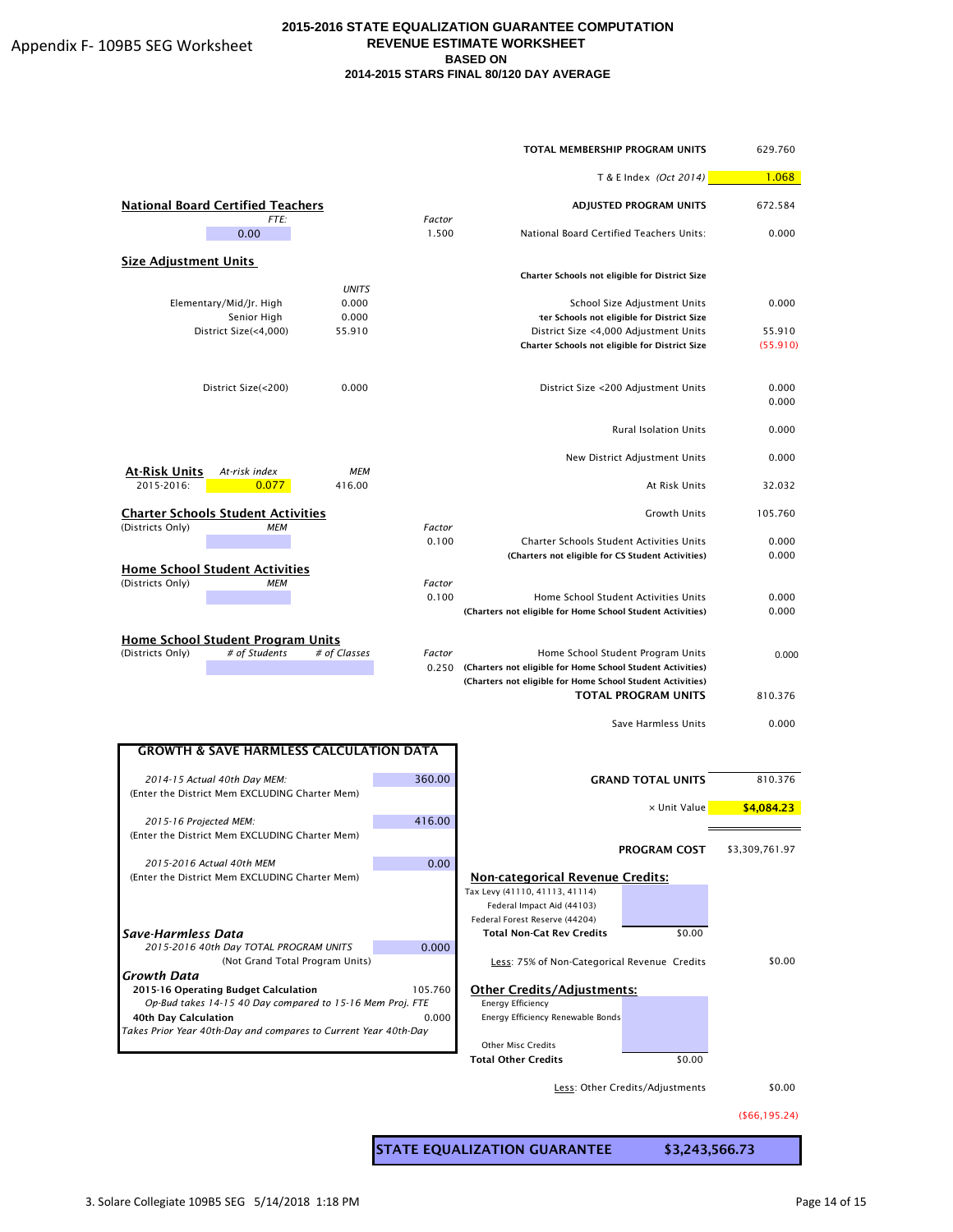Appendix F- 109B5 SEG Worksheet

# 2015-2016 STATE EQUALIZATION GUARANTEE COMPUTATION
## REVENUE ESTIMATE WORKSHEET
## BASED ON
## 2014-2015 STARS FINAL 80/120 DAY AVERAGE

| | |
|---|---|
| **TOTAL MEMBERSHIP PROGRAM UNITS** | 629.760 |
| T & E Index *(Oct 2014)* | 1.068 |
| **ADJUSTED PROGRAM UNITS** | 672.584 |

**National Board Certified Teachers**

| FTE: | Factor | | |
|---|---|---|---|
| 0.00 | 1.500 | National Board Certified Teachers Units: | 0.000 |

**Size Adjustment Units**

| | UNITS | | |
|---|---|---|---|
| | | **Charter Schools not eligible for District Size** | |
| Elementary/Mid/Jr. High | 0.000 | School Size Adjustment Units | 0.000 |
| Senior High | 0.000 | **ter Schools not eligible for District Size** | |
| District Size(<4,000) | 55.910 | District Size <4,000 Adjustment Units | 55.910 |
| | | **Charter Schools not eligible for District Size** | (55.910) |
| District Size(<200) | 0.000 | District Size <200 Adjustment Units | 0.000 |
| | | | 0.000 |
| | | Rural Isolation Units | 0.000 |
| | | New District Adjustment Units | 0.000 |

**At-Risk Units**

| | At-risk index | MEM | | |
|---|---|---|---|---|
| 2015-2016: | 0.077 | 416.00 | At Risk Units | 32.032 |
| | | | Growth Units | 105.760 |

**Charter Schools Student Activities**

| (Districts Only) MEM | Factor | | |
|---|---|---|---|
| | 0.100 | Charter Schools Student Activities Units | 0.000 |
| | | **(Charters not eligible for CS Student Activities)** | 0.000 |

**Home School Student Activities**

| (Districts Only) MEM | Factor | | |
|---|---|---|---|
| | 0.100 | Home School Student Activities Units | 0.000 |
| | | **(Charters not eligible for Home School Student Activities)** | 0.000 |

**Home School Student Program Units**

| (Districts Only) # of Students | # of Classes | Factor | | |
|---|---|---|---|---|
| | | 0.250 | Home School Student Program Units | 0.000 |
| | | | **(Charters not eligible for Home School Student Activities)** | |
| | | | **(Charters not eligible for Home School Student Activities)** | |
| | | | **TOTAL PROGRAM UNITS** | 810.376 |
| | | | Save Harmless Units | 0.000 |

**GROWTH & SAVE HARMLESS CALCULATION DATA**

| | |
|---|---|
| *2014-15 Actual 40th Day MEM:* (Enter the District Mem EXCLUDING Charter Mem) | 360.00 |
| *2015-16 Projected MEM:* (Enter the District Mem EXCLUDING Charter Mem) | 416.00 |
| *2015-2016 Actual 40th MEM* (Enter the District Mem EXCLUDING Charter Mem) | 0.00 |

***Save-Harmless Data***

| | |
|---|---|
| *2015-2016 40th Day TOTAL PROGRAM UNITS* (Not Grand Total Program Units) | 0.000 |

***Growth Data***

| | |
|---|---|
| **2015-16 Operating Budget Calculation** *Op-Bud takes 14-15 40 Day compared to 15-16 Mem Proj. FTE* | 105.760 |
| **40th Day Calculation** *Takes Prior Year 40th-Day and compares to Current Year 40th-Day* | 0.000 |

| | |
|---|---|
| **GRAND TOTAL UNITS** | 810.376 |
| × Unit Value | **$4,084.23** |
| **PROGRAM COST** | $3,309,761.97 |

**Non-categorical Revenue Credits:**

| | | |
|---|---|---|
| Tax Levy (41110, 41113, 41114) | | |
| Federal Impact Aid (44103) | | |
| Federal Forest Reserve (44204) | | |
| **Total Non-Cat Rev Credits** | $0.00 | |
| Less: 75% of Non-Categorical Revenue Credits | | $0.00 |

**Other Credits/Adjustments:**

| | | |
|---|---|---|
| Energy Efficiency | | |
| Energy Efficiency Renewable Bonds | | |
| Other Misc Credits | | |
| **Total Other Credits** | $0.00 | |
| Less: Other Credits/Adjustments | | $0.00 |
| | | ($66,195.24) |

| | |
|---|---|
| **STATE EQUALIZATION GUARANTEE** | **$3,243,566.73** |

3. Solare Collegiate 109B5 SEG 5/14/2018 1:18 PM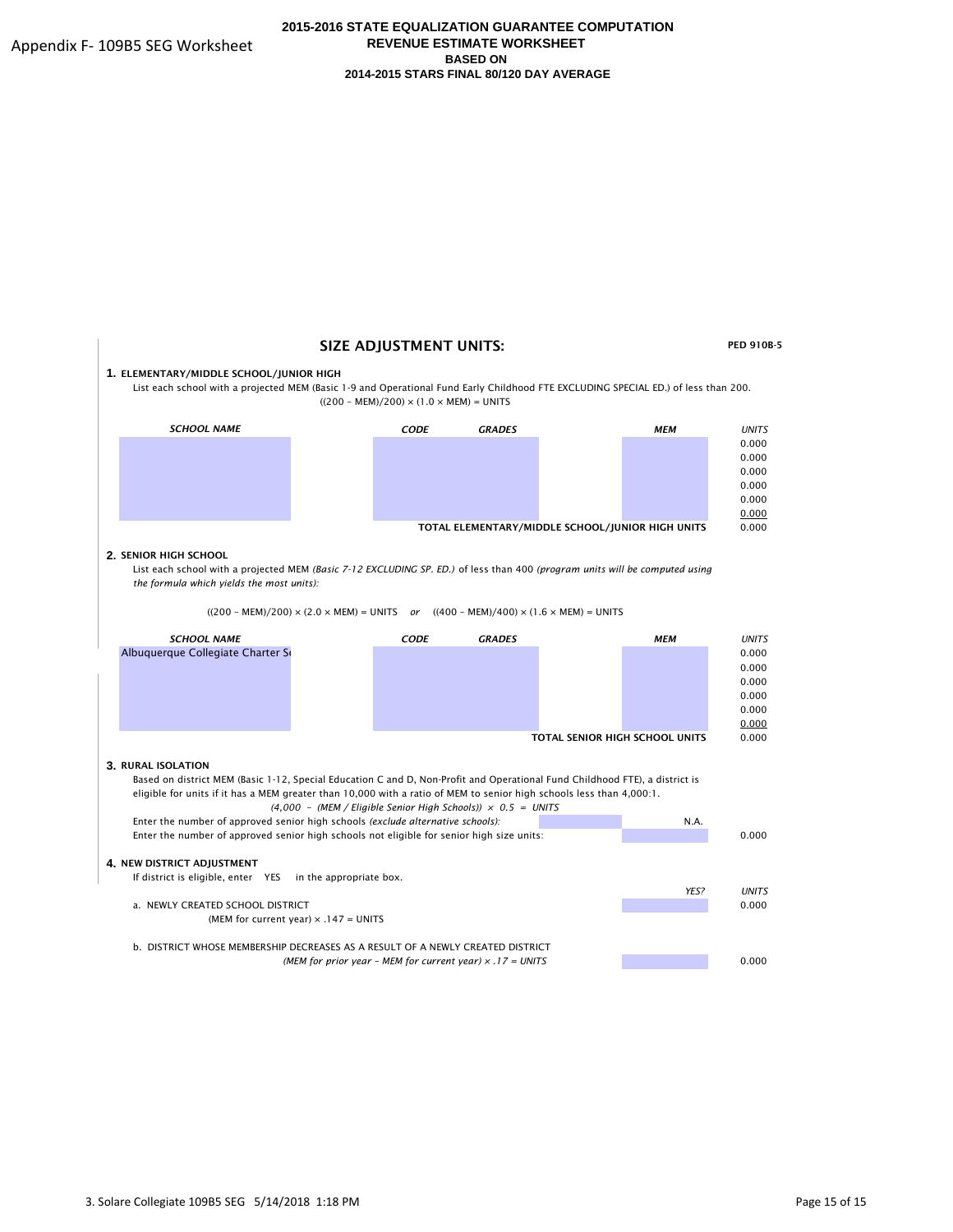Appendix F- 109B5 SEG Worksheet

# 2015-2016 STATE EQUALIZATION GUARANTEE COMPUTATION
## REVENUE ESTIMATE WORKSHEET
### BASED ON
### 2014-2015 STARS FINAL 80/120 DAY AVERAGE

## SIZE ADJUSTMENT UNITS:

PED 910B-5

**1. ELEMENTARY/MIDDLE SCHOOL/JUNIOR HIGH**

List each school with a projected MEM (Basic 1-9 and Operational Fund Early Childhood FTE EXCLUDING SPECIAL ED.) of less than 200.

((200 – MEM)/200) × (1.0 × MEM) = UNITS

| *SCHOOL NAME* | *CODE* | *GRADES* | *MEM* | *UNITS* |
|---|---|---|---|---|
| | | | | 0.000 |
| | | | | 0.000 |
| | | | | 0.000 |
| | | | | 0.000 |
| | | | | 0.000 |
| | | | | 0.000 |
| | | | **TOTAL ELEMENTARY/MIDDLE SCHOOL/JUNIOR HIGH UNITS** | 0.000 |

**2. SENIOR HIGH SCHOOL**

List each school with a projected MEM *(Basic 7-12 EXCLUDING SP. ED.)* of less than 400 *(program units will be computed using the formula which yields the most units):*

((200 – MEM)/200) × (2.0 × MEM) = UNITS *or* ((400 – MEM)/400) × (1.6 × MEM) = UNITS

| *SCHOOL NAME* | *CODE* | *GRADES* | *MEM* | *UNITS* |
|---|---|---|---|---|
| Albuquerque Collegiate Charter Sc | | | | 0.000 |
| | | | | 0.000 |
| | | | | 0.000 |
| | | | | 0.000 |
| | | | | 0.000 |
| | | | | 0.000 |
| | | | **TOTAL SENIOR HIGH SCHOOL UNITS** | 0.000 |

**3. RURAL ISOLATION**

Based on district MEM (Basic 1-12, Special Education C and D, Non-Profit and Operational Fund Childhood FTE), a district is eligible for units if it has a MEM greater than 10,000 with a ratio of MEM to senior high schools less than 4,000:1.

*(4,000 – (MEM / Eligible Senior High Schools)) × 0.5 = UNITS*

Enter the number of approved senior high schools *(exclude alternative schools):* N.A.

Enter the number of approved senior high schools not eligible for senior high size units: 0.000

**4. NEW DISTRICT ADJUSTMENT**

If district is eligible, enter YES in the appropriate box.

| | *YES?* | *UNITS* |
|---|---|---|
| a. NEWLY CREATED SCHOOL DISTRICT (MEM for current year) × .147 = UNITS | | 0.000 |
| b. DISTRICT WHOSE MEMBERSHIP DECREASES AS A RESULT OF A NEWLY CREATED DISTRICT *(MEM for prior year – MEM for current year) × .17 = UNITS* | | 0.000 |

3. Solare Collegiate 109B5 SEG 5/14/2018 1:18 PM